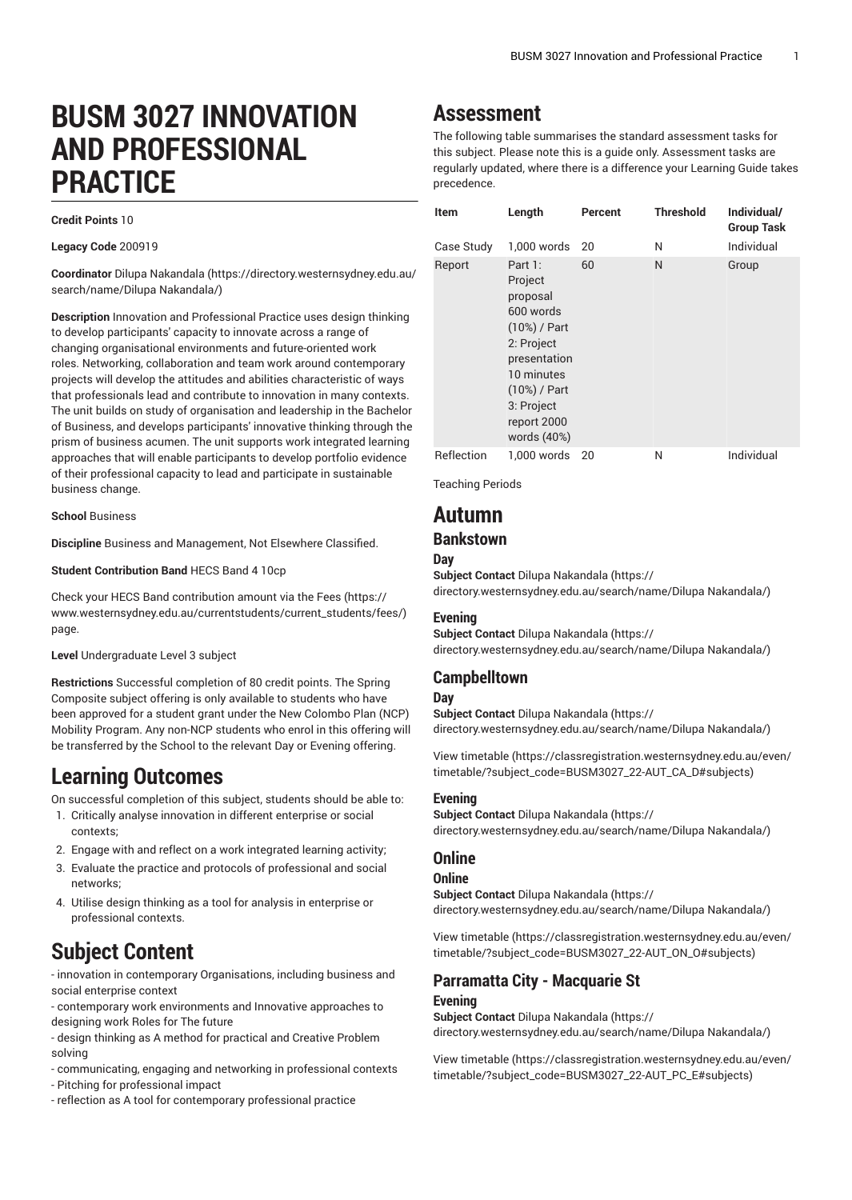# BUSM 3027 INNOVATION AND PROFESSIONAL PRACTICE

**Credit Points** 10

**Legacy Code** 200919

**Coordinator** Dilupa Nakandala (https://directory.westernsydney.edu.au/search/name/Dilupa Nakandala/)

**Description** Innovation and Professional Practice uses design thinking to develop participants' capacity to innovate across a range of changing organisational environments and future-oriented work roles. Networking, collaboration and team work around contemporary projects will develop the attitudes and abilities characteristic of ways that professionals lead and contribute to innovation in many contexts. The unit builds on study of organisation and leadership in the Bachelor of Business, and develops participants' innovative thinking through the prism of business acumen. The unit supports work integrated learning approaches that will enable participants to develop portfolio evidence of their professional capacity to lead and participate in sustainable business change.

**School** Business

**Discipline** Business and Management, Not Elsewhere Classified.

**Student Contribution Band** HECS Band 4 10cp

Check your HECS Band contribution amount via the Fees (https://www.westernsydney.edu.au/currentstudents/current_students/fees/) page.

**Level** Undergraduate Level 3 subject

**Restrictions** Successful completion of 80 credit points. The Spring Composite subject offering is only available to students who have been approved for a student grant under the New Colombo Plan (NCP) Mobility Program. Any non-NCP students who enrol in this offering will be transferred by the School to the relevant Day or Evening offering.

# Learning Outcomes

On successful completion of this subject, students should be able to:

1. Critically analyse innovation in different enterprise or social contexts;
2. Engage with and reflect on a work integrated learning activity;
3. Evaluate the practice and protocols of professional and social networks;
4. Utilise design thinking as a tool for analysis in enterprise or professional contexts.

# Subject Content

- innovation in contemporary Organisations, including business and social enterprise context
- contemporary work environments and Innovative approaches to designing work Roles for The future
- design thinking as A method for practical and Creative Problem solving
- communicating, engaging and networking in professional contexts
- Pitching for professional impact
- reflection as A tool for contemporary professional practice

# Assessment

The following table summarises the standard assessment tasks for this subject. Please note this is a guide only. Assessment tasks are regularly updated, where there is a difference your Learning Guide takes precedence.

| Item | Length | Percent | Threshold | Individual/ Group Task |
|---|---|---|---|---|
| Case Study | 1,000 words | 20 | N | Individual |
| Report | Part 1: Project proposal 600 words (10%) / Part 2: Project presentation 10 minutes (10%) / Part 3: Project report 2000 words (40%) | 60 | N | Group |
| Reflection | 1,000 words | 20 | N | Individual |

Teaching Periods

# Autumn

## Bankstown

### Day

**Subject Contact** Dilupa Nakandala (https://directory.westernsydney.edu.au/search/name/Dilupa Nakandala/)

### Evening

**Subject Contact** Dilupa Nakandala (https://directory.westernsydney.edu.au/search/name/Dilupa Nakandala/)

## Campbelltown

### Day

**Subject Contact** Dilupa Nakandala (https://directory.westernsydney.edu.au/search/name/Dilupa Nakandala/)

View timetable (https://classregistration.westernsydney.edu.au/even/timetable/?subject_code=BUSM3027_22-AUT_CA_D#subjects)

### Evening

**Subject Contact** Dilupa Nakandala (https://directory.westernsydney.edu.au/search/name/Dilupa Nakandala/)

## Online

### Online

**Subject Contact** Dilupa Nakandala (https://directory.westernsydney.edu.au/search/name/Dilupa Nakandala/)

View timetable (https://classregistration.westernsydney.edu.au/even/timetable/?subject_code=BUSM3027_22-AUT_ON_O#subjects)

## Parramatta City - Macquarie St

### Evening

**Subject Contact** Dilupa Nakandala (https://directory.westernsydney.edu.au/search/name/Dilupa Nakandala/)

View timetable (https://classregistration.westernsydney.edu.au/even/timetable/?subject_code=BUSM3027_22-AUT_PC_E#subjects)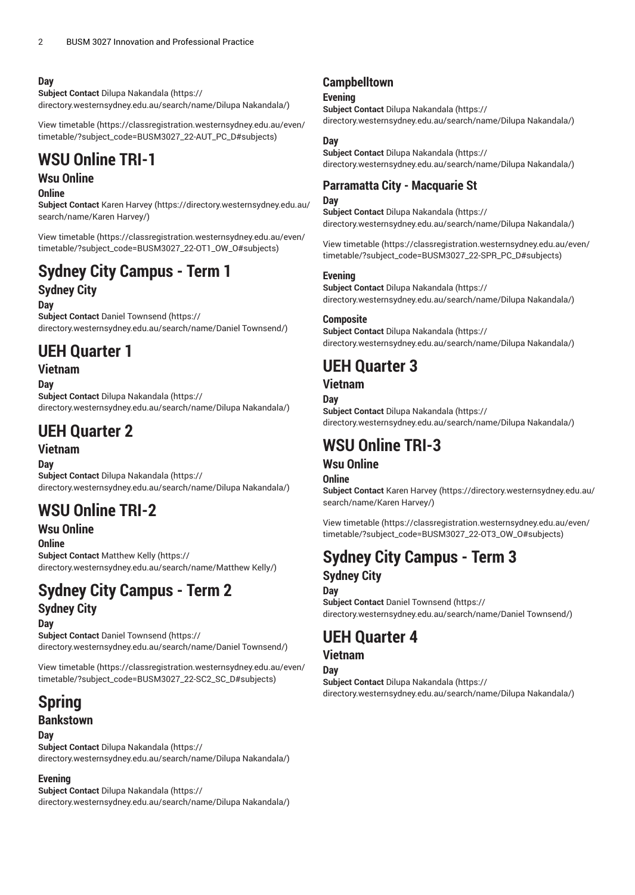#### Day

**Subject Contact** Dilupa Nakandala (https://directory.westernsydney.edu.au/search/name/Dilupa Nakandala/)

View timetable (https://classregistration.westernsydney.edu.au/even/timetable/?subject_code=BUSM3027_22-AUT_PC_D#subjects)

## WSU Online TRI-1

### Wsu Online

#### Online

**Subject Contact** Karen Harvey (https://directory.westernsydney.edu.au/search/name/Karen Harvey/)

View timetable (https://classregistration.westernsydney.edu.au/even/timetable/?subject_code=BUSM3027_22-OT1_OW_O#subjects)

## Sydney City Campus - Term 1

### Sydney City

#### Day

**Subject Contact** Daniel Townsend (https://directory.westernsydney.edu.au/search/name/Daniel Townsend/)

## UEH Quarter 1

### Vietnam

#### Day

**Subject Contact** Dilupa Nakandala (https://directory.westernsydney.edu.au/search/name/Dilupa Nakandala/)

## UEH Quarter 2

### Vietnam

#### Day

**Subject Contact** Dilupa Nakandala (https://directory.westernsydney.edu.au/search/name/Dilupa Nakandala/)

## WSU Online TRI-2

### Wsu Online

#### Online

**Subject Contact** Matthew Kelly (https://directory.westernsydney.edu.au/search/name/Matthew Kelly/)

## Sydney City Campus - Term 2

### Sydney City

#### Day

**Subject Contact** Daniel Townsend (https://directory.westernsydney.edu.au/search/name/Daniel Townsend/)

View timetable (https://classregistration.westernsydney.edu.au/even/timetable/?subject_code=BUSM3027_22-SC2_SC_D#subjects)

## Spring

### Bankstown

#### Day

**Subject Contact** Dilupa Nakandala (https://directory.westernsydney.edu.au/search/name/Dilupa Nakandala/)

#### Evening

**Subject Contact** Dilupa Nakandala (https://directory.westernsydney.edu.au/search/name/Dilupa Nakandala/)

### Campbelltown

#### Evening

**Subject Contact** Dilupa Nakandala (https://directory.westernsydney.edu.au/search/name/Dilupa Nakandala/)

#### Day

**Subject Contact** Dilupa Nakandala (https://directory.westernsydney.edu.au/search/name/Dilupa Nakandala/)

### Parramatta City - Macquarie St

#### Day

**Subject Contact** Dilupa Nakandala (https://directory.westernsydney.edu.au/search/name/Dilupa Nakandala/)

View timetable (https://classregistration.westernsydney.edu.au/even/timetable/?subject_code=BUSM3027_22-SPR_PC_D#subjects)

#### Evening

**Subject Contact** Dilupa Nakandala (https://directory.westernsydney.edu.au/search/name/Dilupa Nakandala/)

#### Composite

**Subject Contact** Dilupa Nakandala (https://directory.westernsydney.edu.au/search/name/Dilupa Nakandala/)

## UEH Quarter 3

### Vietnam

#### Day

**Subject Contact** Dilupa Nakandala (https://directory.westernsydney.edu.au/search/name/Dilupa Nakandala/)

## WSU Online TRI-3

### Wsu Online

#### Online

**Subject Contact** Karen Harvey (https://directory.westernsydney.edu.au/search/name/Karen Harvey/)

View timetable (https://classregistration.westernsydney.edu.au/even/timetable/?subject_code=BUSM3027_22-OT3_OW_O#subjects)

## Sydney City Campus - Term 3

### Sydney City

#### Day

**Subject Contact** Daniel Townsend (https://directory.westernsydney.edu.au/search/name/Daniel Townsend/)

## UEH Quarter 4

### Vietnam

#### Day

**Subject Contact** Dilupa Nakandala (https://directory.westernsydney.edu.au/search/name/Dilupa Nakandala/)